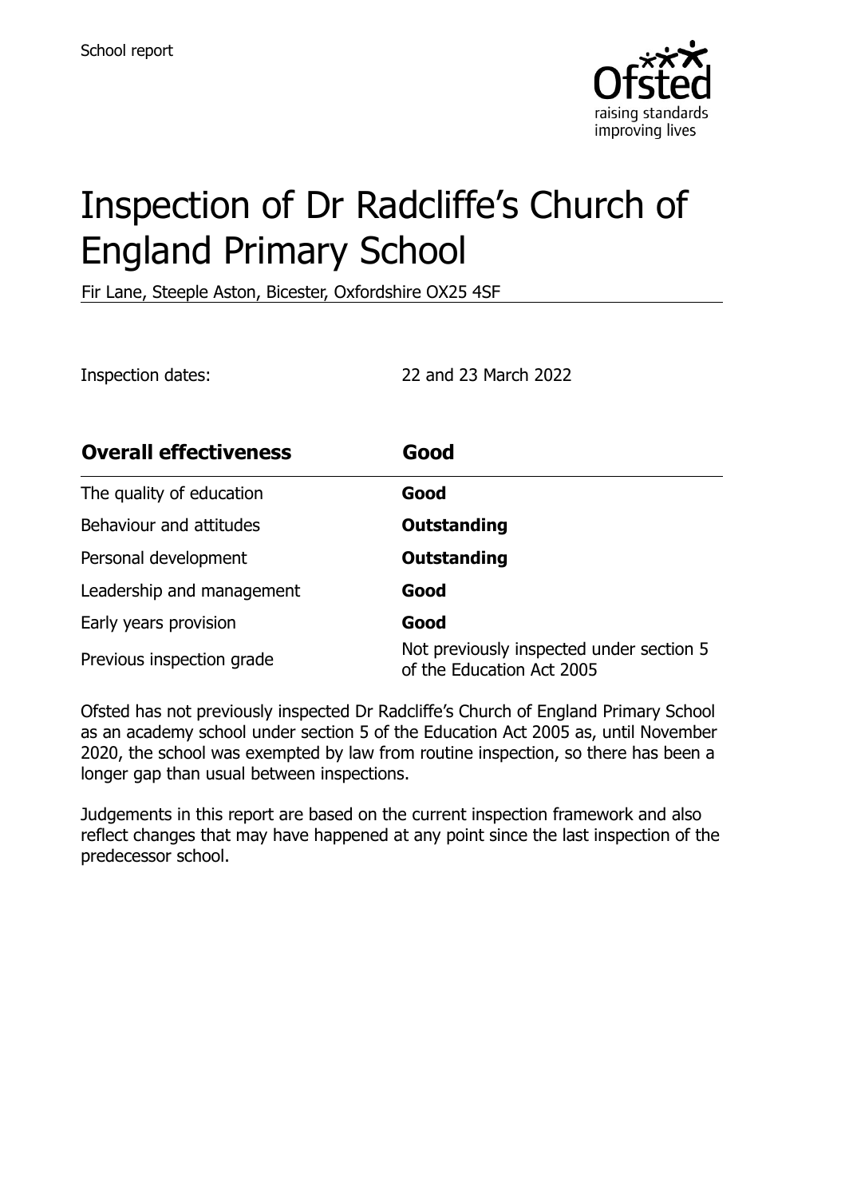School report

# Inspection of Dr Radcliffe's Church of England Primary School

Fir Lane, Steeple Aston, Bicester, Oxfordshire OX25 4SF

Inspection dates: 22 and 23 March 2022

| **Overall effectiveness** | **Good** |
|---|---|
| The quality of education | **Good** |
| Behaviour and attitudes | **Outstanding** |
| Personal development | **Outstanding** |
| Leadership and management | **Good** |
| Early years provision | **Good** |
| Previous inspection grade | Not previously inspected under section 5 of the Education Act 2005 |

Ofsted has not previously inspected Dr Radcliffe's Church of England Primary School as an academy school under section 5 of the Education Act 2005 as, until November 2020, the school was exempted by law from routine inspection, so there has been a longer gap than usual between inspections.

Judgements in this report are based on the current inspection framework and also reflect changes that may have happened at any point since the last inspection of the predecessor school.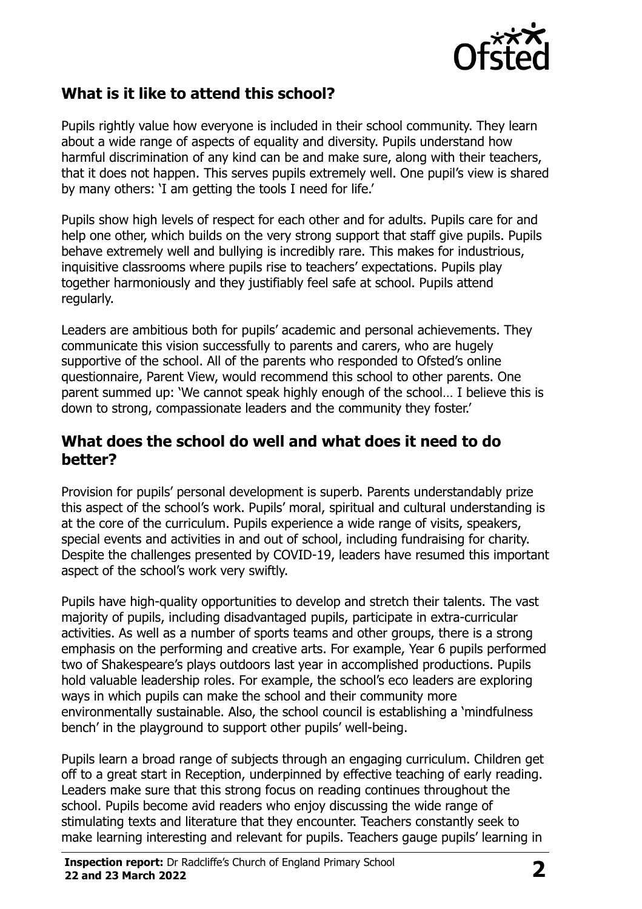## What is it like to attend this school?

Pupils rightly value how everyone is included in their school community. They learn about a wide range of aspects of equality and diversity. Pupils understand how harmful discrimination of any kind can be and make sure, along with their teachers, that it does not happen. This serves pupils extremely well. One pupil's view is shared by many others: 'I am getting the tools I need for life.'

Pupils show high levels of respect for each other and for adults. Pupils care for and help one other, which builds on the very strong support that staff give pupils. Pupils behave extremely well and bullying is incredibly rare. This makes for industrious, inquisitive classrooms where pupils rise to teachers' expectations. Pupils play together harmoniously and they justifiably feel safe at school. Pupils attend regularly.

Leaders are ambitious both for pupils' academic and personal achievements. They communicate this vision successfully to parents and carers, who are hugely supportive of the school. All of the parents who responded to Ofsted's online questionnaire, Parent View, would recommend this school to other parents. One parent summed up: 'We cannot speak highly enough of the school… I believe this is down to strong, compassionate leaders and the community they foster.'

## What does the school do well and what does it need to do better?

Provision for pupils' personal development is superb. Parents understandably prize this aspect of the school's work. Pupils' moral, spiritual and cultural understanding is at the core of the curriculum. Pupils experience a wide range of visits, speakers, special events and activities in and out of school, including fundraising for charity. Despite the challenges presented by COVID-19, leaders have resumed this important aspect of the school's work very swiftly.

Pupils have high-quality opportunities to develop and stretch their talents. The vast majority of pupils, including disadvantaged pupils, participate in extra-curricular activities. As well as a number of sports teams and other groups, there is a strong emphasis on the performing and creative arts. For example, Year 6 pupils performed two of Shakespeare's plays outdoors last year in accomplished productions. Pupils hold valuable leadership roles. For example, the school's eco leaders are exploring ways in which pupils can make the school and their community more environmentally sustainable. Also, the school council is establishing a 'mindfulness bench' in the playground to support other pupils' well-being.

Pupils learn a broad range of subjects through an engaging curriculum. Children get off to a great start in Reception, underpinned by effective teaching of early reading. Leaders make sure that this strong focus on reading continues throughout the school. Pupils become avid readers who enjoy discussing the wide range of stimulating texts and literature that they encounter. Teachers constantly seek to make learning interesting and relevant for pupils. Teachers gauge pupils' learning in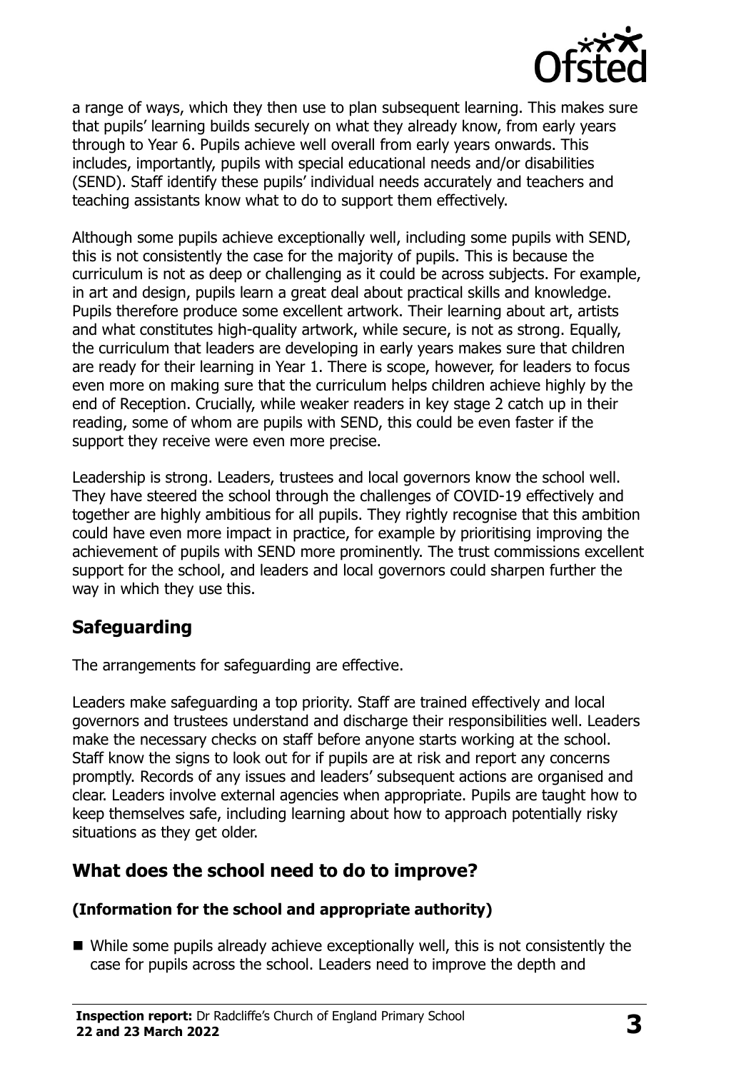a range of ways, which they then use to plan subsequent learning. This makes sure that pupils' learning builds securely on what they already know, from early years through to Year 6. Pupils achieve well overall from early years onwards. This includes, importantly, pupils with special educational needs and/or disabilities (SEND). Staff identify these pupils' individual needs accurately and teachers and teaching assistants know what to do to support them effectively.

Although some pupils achieve exceptionally well, including some pupils with SEND, this is not consistently the case for the majority of pupils. This is because the curriculum is not as deep or challenging as it could be across subjects. For example, in art and design, pupils learn a great deal about practical skills and knowledge. Pupils therefore produce some excellent artwork. Their learning about art, artists and what constitutes high-quality artwork, while secure, is not as strong. Equally, the curriculum that leaders are developing in early years makes sure that children are ready for their learning in Year 1. There is scope, however, for leaders to focus even more on making sure that the curriculum helps children achieve highly by the end of Reception. Crucially, while weaker readers in key stage 2 catch up in their reading, some of whom are pupils with SEND, this could be even faster if the support they receive were even more precise.

Leadership is strong. Leaders, trustees and local governors know the school well. They have steered the school through the challenges of COVID-19 effectively and together are highly ambitious for all pupils. They rightly recognise that this ambition could have even more impact in practice, for example by prioritising improving the achievement of pupils with SEND more prominently. The trust commissions excellent support for the school, and leaders and local governors could sharpen further the way in which they use this.

## Safeguarding

The arrangements for safeguarding are effective.

Leaders make safeguarding a top priority. Staff are trained effectively and local governors and trustees understand and discharge their responsibilities well. Leaders make the necessary checks on staff before anyone starts working at the school. Staff know the signs to look out for if pupils are at risk and report any concerns promptly. Records of any issues and leaders' subsequent actions are organised and clear. Leaders involve external agencies when appropriate. Pupils are taught how to keep themselves safe, including learning about how to approach potentially risky situations as they get older.

## What does the school need to do to improve?

### (Information for the school and appropriate authority)

- While some pupils already achieve exceptionally well, this is not consistently the case for pupils across the school. Leaders need to improve the depth and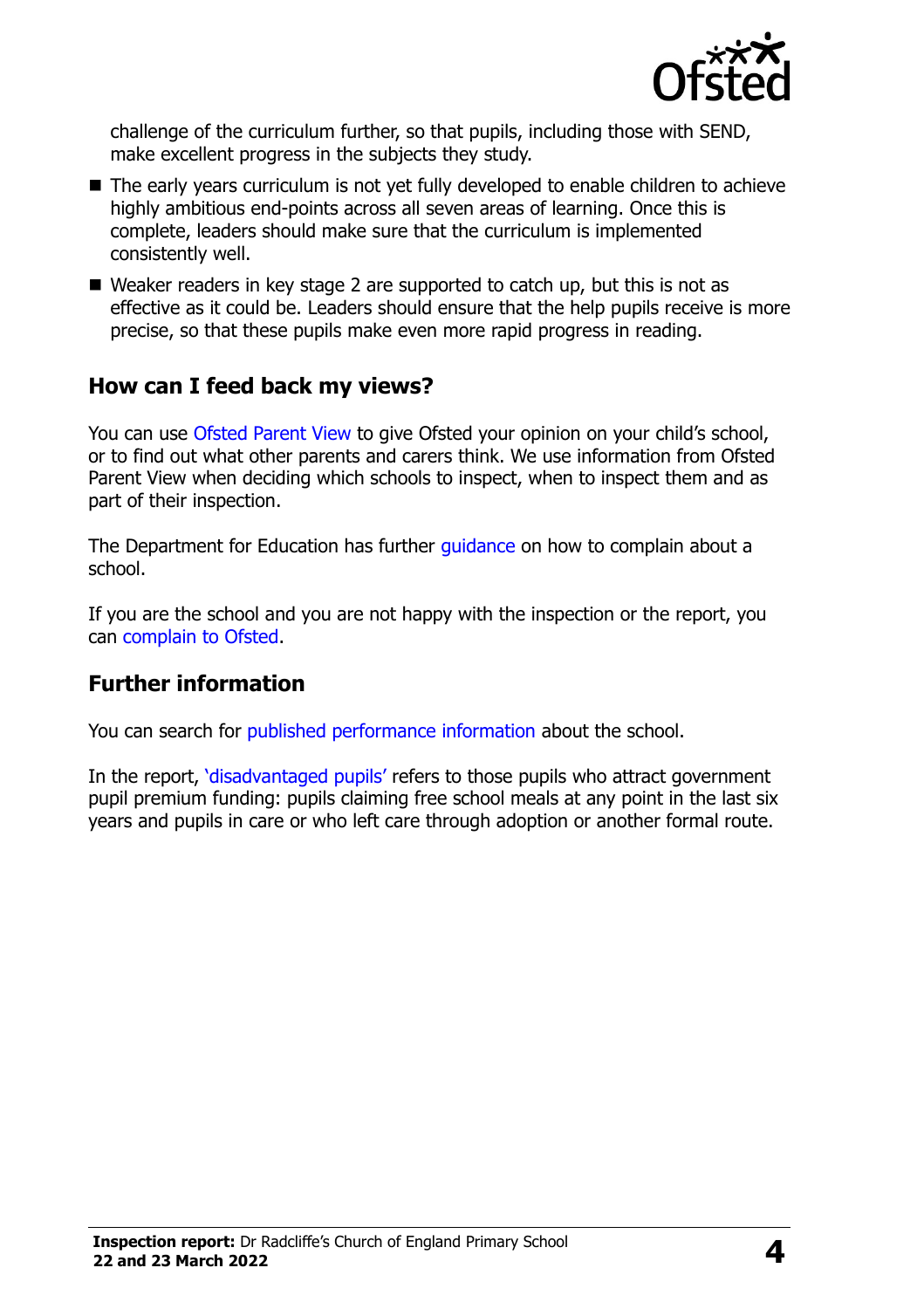challenge of the curriculum further, so that pupils, including those with SEND, make excellent progress in the subjects they study.

- The early years curriculum is not yet fully developed to enable children to achieve highly ambitious end-points across all seven areas of learning. Once this is complete, leaders should make sure that the curriculum is implemented consistently well.
- Weaker readers in key stage 2 are supported to catch up, but this is not as effective as it could be. Leaders should ensure that the help pupils receive is more precise, so that these pupils make even more rapid progress in reading.

## How can I feed back my views?

You can use Ofsted Parent View to give Ofsted your opinion on your child's school, or to find out what other parents and carers think. We use information from Ofsted Parent View when deciding which schools to inspect, when to inspect them and as part of their inspection.

The Department for Education has further guidance on how to complain about a school.

If you are the school and you are not happy with the inspection or the report, you can complain to Ofsted.

## Further information

You can search for published performance information about the school.

In the report, 'disadvantaged pupils' refers to those pupils who attract government pupil premium funding: pupils claiming free school meals at any point in the last six years and pupils in care or who left care through adoption or another formal route.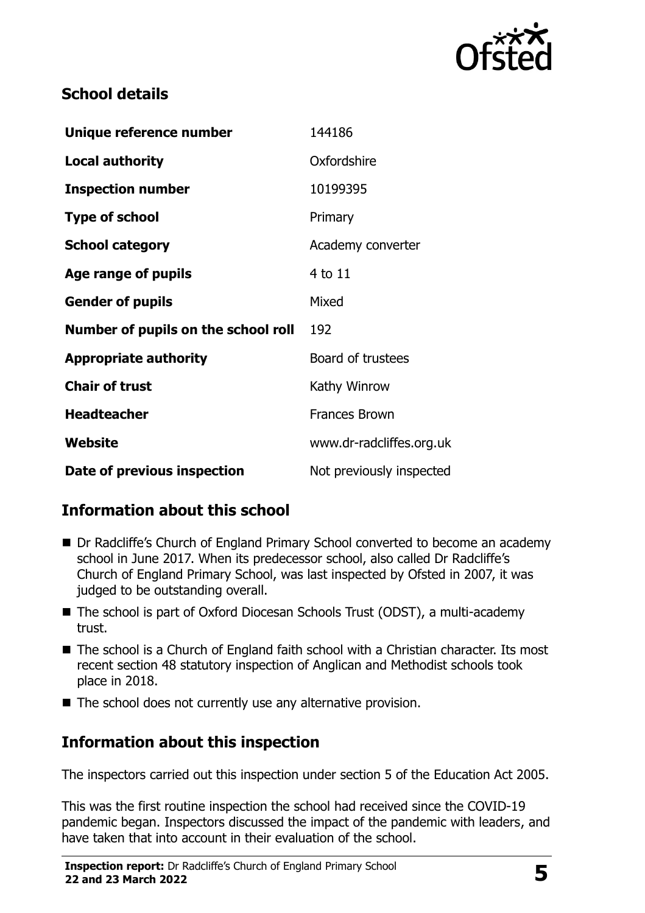## School details

| Unique reference number | 144186 |
| --- | --- |
| **Local authority** | Oxfordshire |
| **Inspection number** | 10199395 |
| **Type of school** | Primary |
| **School category** | Academy converter |
| **Age range of pupils** | 4 to 11 |
| **Gender of pupils** | Mixed |
| **Number of pupils on the school roll** | 192 |
| **Appropriate authority** | Board of trustees |
| **Chair of trust** | Kathy Winrow |
| **Headteacher** | Frances Brown |
| **Website** | www.dr-radcliffes.org.uk |
| **Date of previous inspection** | Not previously inspected |

## Information about this school

- Dr Radcliffe's Church of England Primary School converted to become an academy school in June 2017. When its predecessor school, also called Dr Radcliffe's Church of England Primary School, was last inspected by Ofsted in 2007, it was judged to be outstanding overall.
- The school is part of Oxford Diocesan Schools Trust (ODST), a multi-academy trust.
- The school is a Church of England faith school with a Christian character. Its most recent section 48 statutory inspection of Anglican and Methodist schools took place in 2018.
- The school does not currently use any alternative provision.

## Information about this inspection

The inspectors carried out this inspection under section 5 of the Education Act 2005.

This was the first routine inspection the school had received since the COVID-19 pandemic began. Inspectors discussed the impact of the pandemic with leaders, and have taken that into account in their evaluation of the school.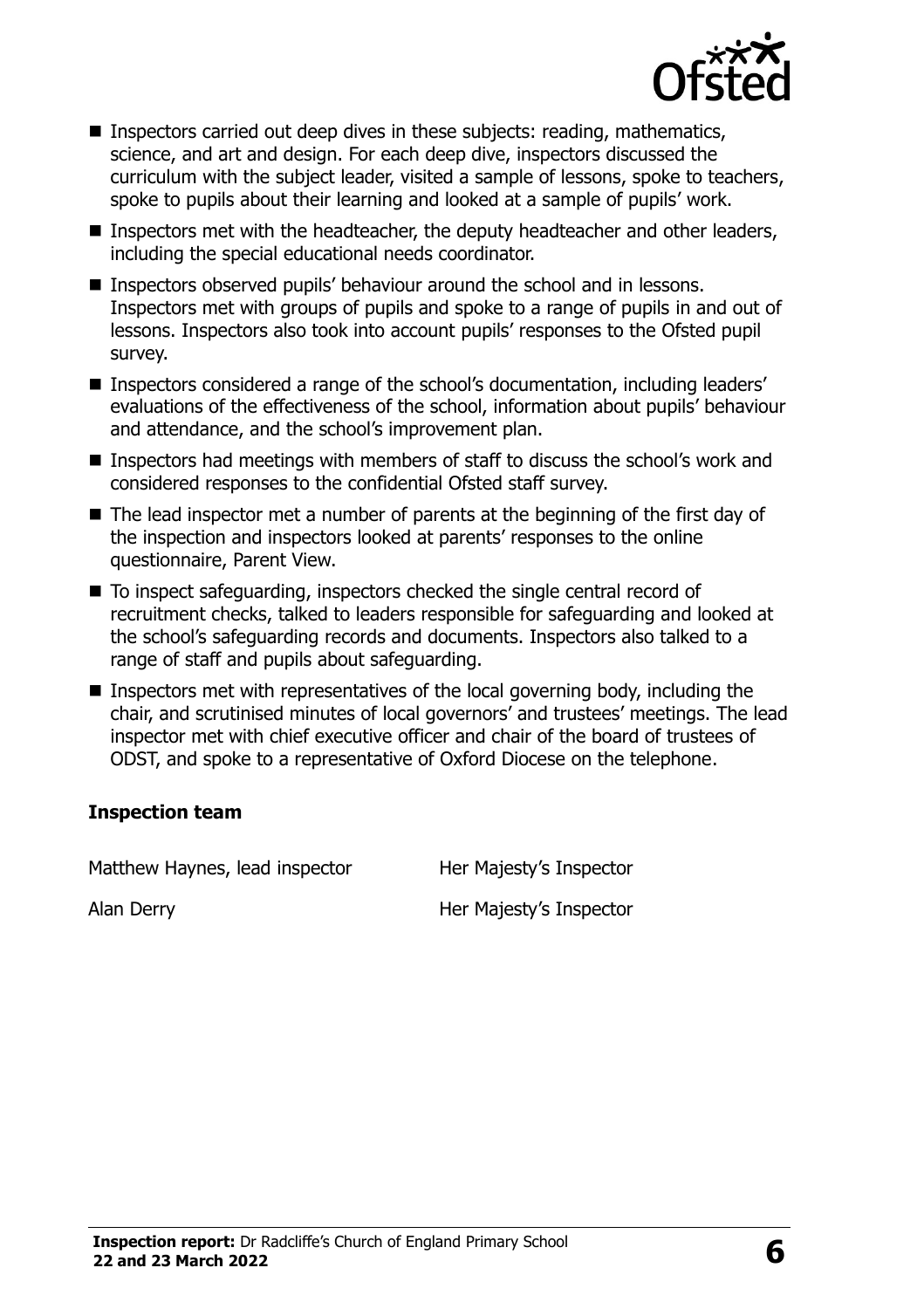- Inspectors carried out deep dives in these subjects: reading, mathematics, science, and art and design. For each deep dive, inspectors discussed the curriculum with the subject leader, visited a sample of lessons, spoke to teachers, spoke to pupils about their learning and looked at a sample of pupils' work.
- Inspectors met with the headteacher, the deputy headteacher and other leaders, including the special educational needs coordinator.
- Inspectors observed pupils' behaviour around the school and in lessons. Inspectors met with groups of pupils and spoke to a range of pupils in and out of lessons. Inspectors also took into account pupils' responses to the Ofsted pupil survey.
- Inspectors considered a range of the school's documentation, including leaders' evaluations of the effectiveness of the school, information about pupils' behaviour and attendance, and the school's improvement plan.
- Inspectors had meetings with members of staff to discuss the school's work and considered responses to the confidential Ofsted staff survey.
- The lead inspector met a number of parents at the beginning of the first day of the inspection and inspectors looked at parents' responses to the online questionnaire, Parent View.
- To inspect safeguarding, inspectors checked the single central record of recruitment checks, talked to leaders responsible for safeguarding and looked at the school's safeguarding records and documents. Inspectors also talked to a range of staff and pupils about safeguarding.
- Inspectors met with representatives of the local governing body, including the chair, and scrutinised minutes of local governors' and trustees' meetings. The lead inspector met with chief executive officer and chair of the board of trustees of ODST, and spoke to a representative of Oxford Diocese on the telephone.

### Inspection team

| | |
|---|---|
| Matthew Haynes, lead inspector | Her Majesty's Inspector |
| Alan Derry | Her Majesty's Inspector |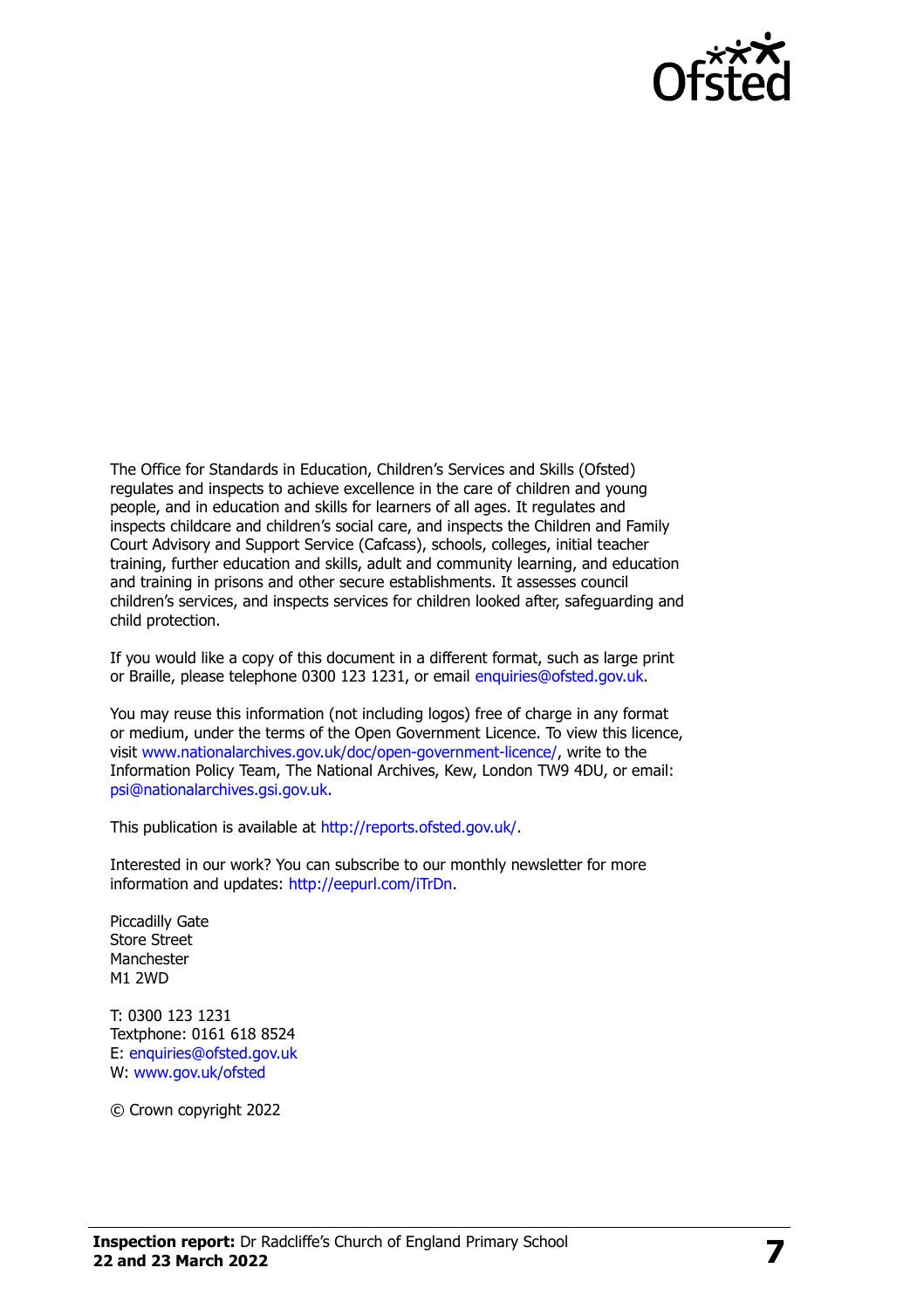The Office for Standards in Education, Children's Services and Skills (Ofsted) regulates and inspects to achieve excellence in the care of children and young people, and in education and skills for learners of all ages. It regulates and inspects childcare and children's social care, and inspects the Children and Family Court Advisory and Support Service (Cafcass), schools, colleges, initial teacher training, further education and skills, adult and community learning, and education and training in prisons and other secure establishments. It assesses council children's services, and inspects services for children looked after, safeguarding and child protection.

If you would like a copy of this document in a different format, such as large print or Braille, please telephone 0300 123 1231, or email enquiries@ofsted.gov.uk.

You may reuse this information (not including logos) free of charge in any format or medium, under the terms of the Open Government Licence. To view this licence, visit www.nationalarchives.gov.uk/doc/open-government-licence/, write to the Information Policy Team, The National Archives, Kew, London TW9 4DU, or email: psi@nationalarchives.gsi.gov.uk.

This publication is available at http://reports.ofsted.gov.uk/.

Interested in our work? You can subscribe to our monthly newsletter for more information and updates: http://eepurl.com/iTrDn.

Piccadilly Gate
Store Street
Manchester
M1 2WD

T: 0300 123 1231
Textphone: 0161 618 8524
E: enquiries@ofsted.gov.uk
W: www.gov.uk/ofsted

© Crown copyright 2022